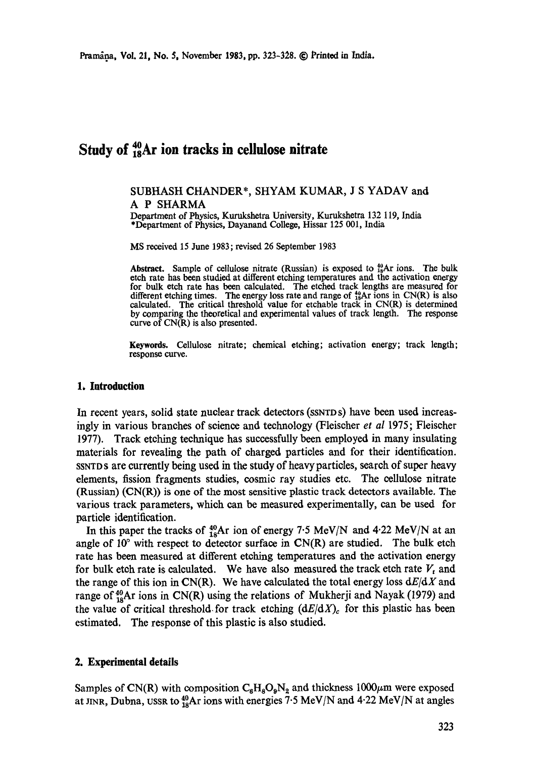# Study of $^{40}_{18}$Ar ion tracks in cellulose nitrate

SUBHASH CHANDER*, SHYAM KUMAR, J S YADAV and A P SHARMA

Department of Physics, Kurukshetra University, Kurukshetra 132 119, India
*Department of Physics, Dayanand College, Hissar 125 001, India

MS received 15 June 1983; revised 26 September 1983

**Abstract.** Sample of cellulose nitrate (Russian) is exposed to $^{40}_{18}$Ar ions. The bulk etch rate has been studied at different etching temperatures and the activation energy for bulk etch rate has been calculated. The etched track lengths are measured for different etching times. The energy loss rate and range of $^{40}_{18}$Ar ions in CN(R) is also calculated. The critical threshold value for etchable track in CN(R) is determined by comparing the theoretical and experimental values of track length. The response curve of CN(R) is also presented.

**Keywords.** Cellulose nitrate; chemical etching; activation energy; track length; response curve.

## 1. Introduction

In recent years, solid state nuclear track detectors (SSNTDs) have been used increasingly in various branches of science and technology (Fleischer *et al* 1975; Fleischer 1977). Track etching technique has successfully been employed in many insulating materials for revealing the path of charged particles and for their identification. SSNTDs are currently being used in the study of heavy particles, search of super heavy elements, fission fragments studies, cosmic ray studies etc. The cellulose nitrate (Russian) (CN(R)) is one of the most sensitive plastic track detectors available. The various track parameters, which can be measured experimentally, can be used for particle identification.

In this paper the tracks of $^{40}_{18}$Ar ion of energy 7·5 MeV/N and 4·22 MeV/N at an angle of 10° with respect to detector surface in CN(R) are studied. The bulk etch rate has been measured at different etching temperatures and the activation energy for bulk etch rate is calculated. We have also measured the track etch rate $V_t$ and the range of this ion in CN(R). We have calculated the total energy loss $dE/dX$ and range of $^{40}_{18}$Ar ions in CN(R) using the relations of Mukherji and Nayak (1979) and the value of critical threshold for track etching $(dE/dX)_c$ for this plastic has been estimated. The response of this plastic is also studied.

## 2. Experimental details

Samples of CN(R) with composition $C_6H_8O_9N_2$ and thickness 1000μm were exposed at JINR, Dubna, USSR to $^{40}_{18}$Ar ions with energies 7·5 MeV/N and 4·22 MeV/N at angles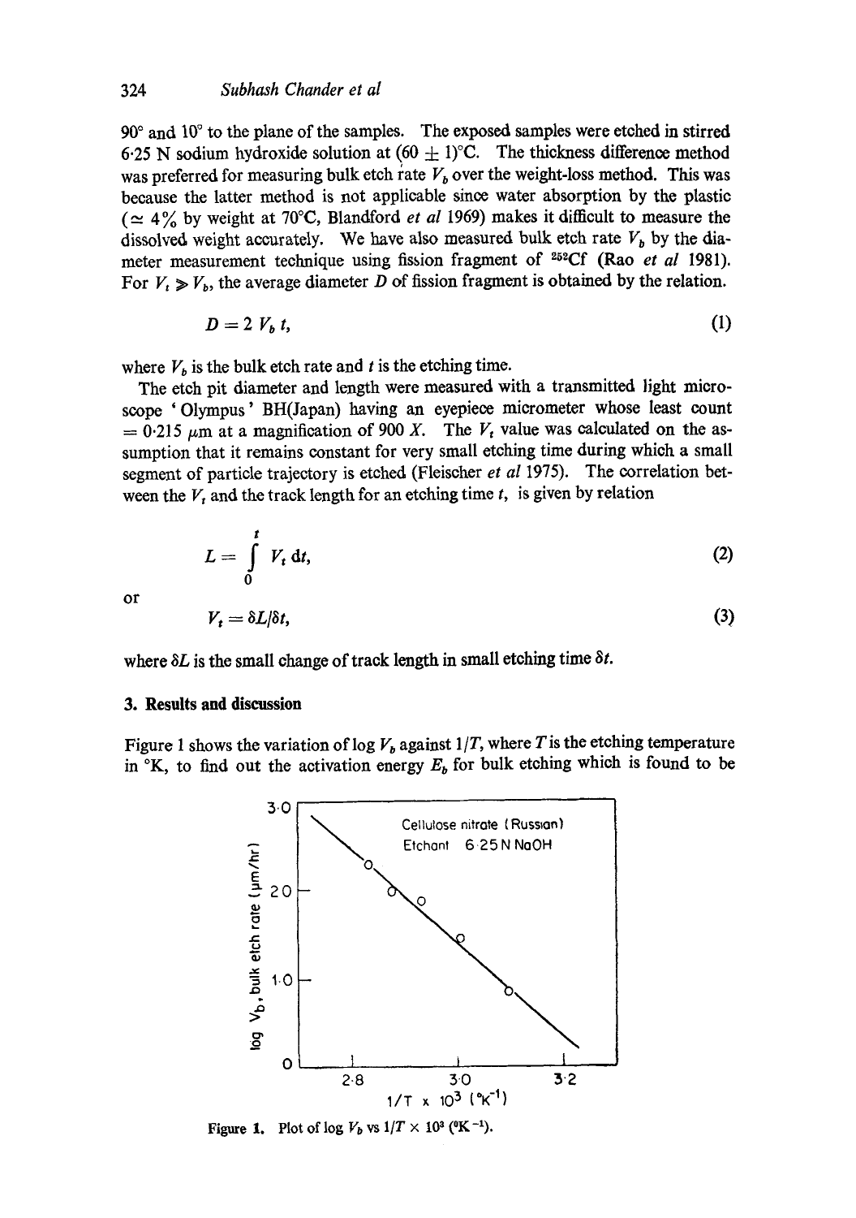90° and 10° to the plane of the samples. The exposed samples were etched in stirred 6·25 N sodium hydroxide solution at (60 ± 1)°C. The thickness difference method was preferred for measuring bulk etch rate $V_b$ over the weight-loss method. This was because the latter method is not applicable since water absorption by the plastic (≃ 4% by weight at 70°C, Blandford *et al* 1969) makes it difficult to measure the dissolved weight accurately. We have also measured bulk etch rate $V_b$ by the diameter measurement technique using fission fragment of $^{252}$Cf (Rao *et al* 1981). For $V_t \gg V_b$, the average diameter $D$ of fission fragment is obtained by the relation.

$$D = 2\, V_b\, t, \tag{1}$$

where $V_b$ is the bulk etch rate and $t$ is the etching time.

The etch pit diameter and length were measured with a transmitted light microscope 'Olympus' BH(Japan) having an eyepiece micrometer whose least count = 0·215 $\mu$m at a magnification of 900 X. The $V_t$ value was calculated on the assumption that it remains constant for very small etching time during which a small segment of particle trajectory is etched (Fleischer *et al* 1975). The correlation between the $V_t$ and the track length for an etching time $t$, is given by relation

$$L = \int_0^t V_t \, \mathrm{d}t, \tag{2}$$

or

$$V_t = \delta L / \delta t, \tag{3}$$

where $\delta L$ is the small change of track length in small etching time $\delta t$.

## 3. Results and discussion

Figure 1 shows the variation of log $V_b$ against $1/T$, where $T$ is the etching temperature in °K, to find out the activation energy $E_b$ for bulk etching which is found to be

Figure 1. Plot of log $V_b$ vs $1/T \times 10^3$ (°K$^{-1}$).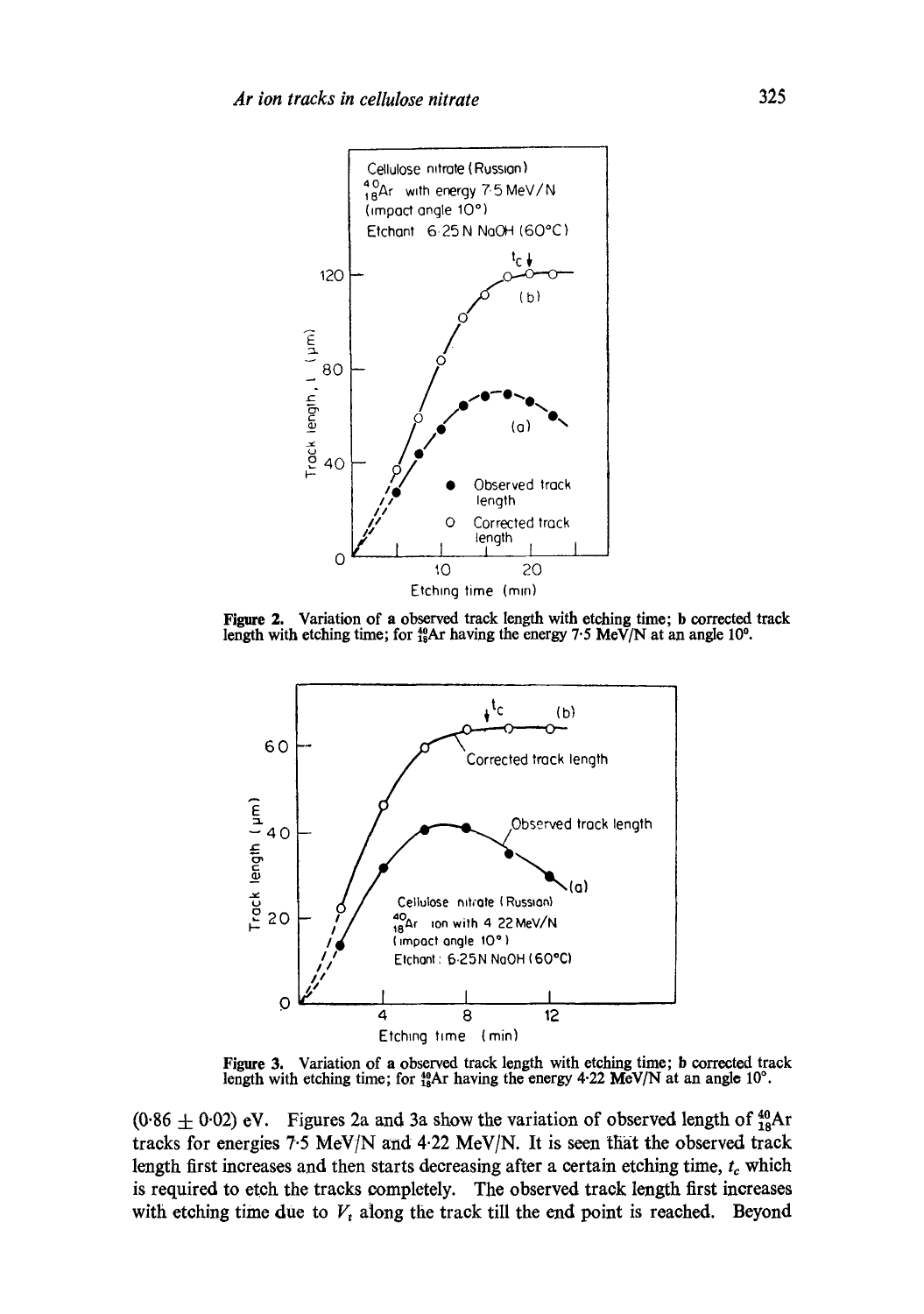**Figure 2.** Variation of a observed track length with etching time; b corrected track length with etching time; for $^{40}_{18}$Ar having the energy 7·5 MeV/N at an angle 10°.

**Figure 3.** Variation of a observed track length with etching time; b corrected track length with etching time; for $^{40}_{18}$Ar having the energy 4·22 MeV/N at an angle 10°.

(0·86 ± 0·02) eV. Figures 2a and 3a show the variation of observed length of $^{40}_{18}$Ar tracks for energies 7·5 MeV/N and 4·22 MeV/N. It is seen that the observed track length first increases and then starts decreasing after a certain etching time, $t_c$ which is required to etch the tracks completely. The observed track length first increases with etching time due to $V_t$ along the track till the end point is reached. Beyond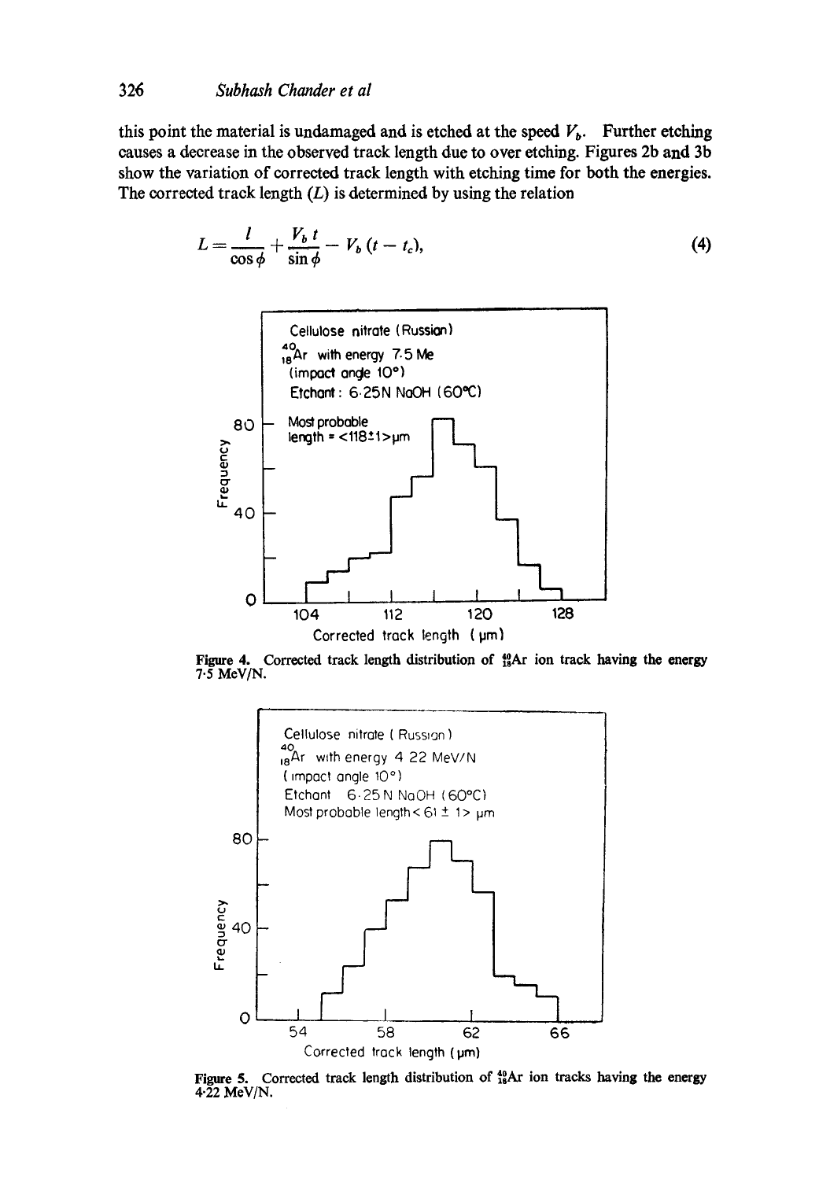this point the material is undamaged and is etched at the speed $V_b$. Further etching causes a decrease in the observed track length due to over etching. Figures 2b and 3b show the variation of corrected track length with etching time for both the energies. The corrected track length ($L$) is determined by using the relation

$$L = \frac{l}{\cos\phi} + \frac{V_b t}{\sin\phi} - V_b (t - t_c), \tag{4}$$

Figure 4. Corrected track length distribution of $^{40}_{18}Ar$ ion track having the energy 7·5 MeV/N.

Figure 5. Corrected track length distribution of $^{40}_{18}Ar$ ion tracks having the energy 4·22 MeV/N.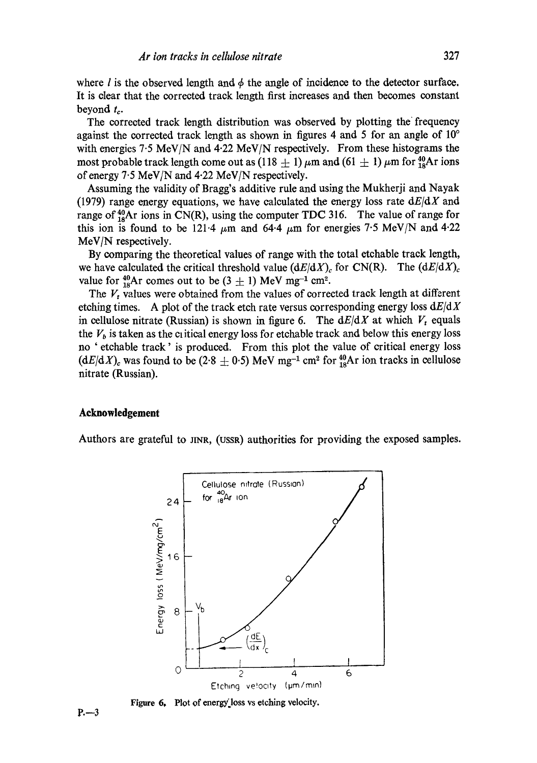where $l$ is the observed length and $\phi$ the angle of incidence to the detector surface. It is clear that the corrected track length first increases and then becomes constant beyond $t_c$.

The corrected track length distribution was observed by plotting the frequency against the corrected track length as shown in figures 4 and 5 for an angle of 10° with energies 7·5 MeV/N and 4·22 MeV/N respectively. From these histograms the most probable track length come out as (118 ± 1) $\mu$m and (61 ± 1) $\mu$m for $^{40}_{18}Ar$ ions of energy 7·5 MeV/N and 4·22 MeV/N respectively.

Assuming the validity of Bragg's additive rule and using the Mukherji and Nayak (1979) range energy equations, we have calculated the energy loss rate $dE/dX$ and range of $^{40}_{18}Ar$ ions in CN(R), using the computer TDC 316. The value of range for this ion is found to be 121·4 $\mu$m and 64·4 $\mu$m for energies 7·5 MeV/N and 4·22 MeV/N respectively.

By comparing the theoretical values of range with the total etchable track length, we have calculated the critical threshold value $(dE/dX)_c$ for CN(R). The $(dE/dX)_c$ value for $^{40}_{18}Ar$ comes out to be (3 ± 1) MeV mg$^{-1}$ cm$^2$.

The $V_t$ values were obtained from the values of corrected track length at different etching times. A plot of the track etch rate versus corresponding energy loss $dE/dX$ in cellulose nitrate (Russian) is shown in figure 6. The $dE/dX$ at which $V_t$ equals the $V_b$ is taken as the critical energy loss for etchable track and below this energy loss no 'etchable track' is produced. From this plot the value of critical energy loss $(dE/dX)_c$ was found to be (2·8 ± 0·5) MeV mg$^{-1}$ cm$^2$ for $^{40}_{18}Ar$ ion tracks in cellulose nitrate (Russian).

## Acknowledgement

Authors are grateful to JINR, (USSR) authorities for providing the exposed samples.

Figure 6. Plot of energy loss vs etching velocity.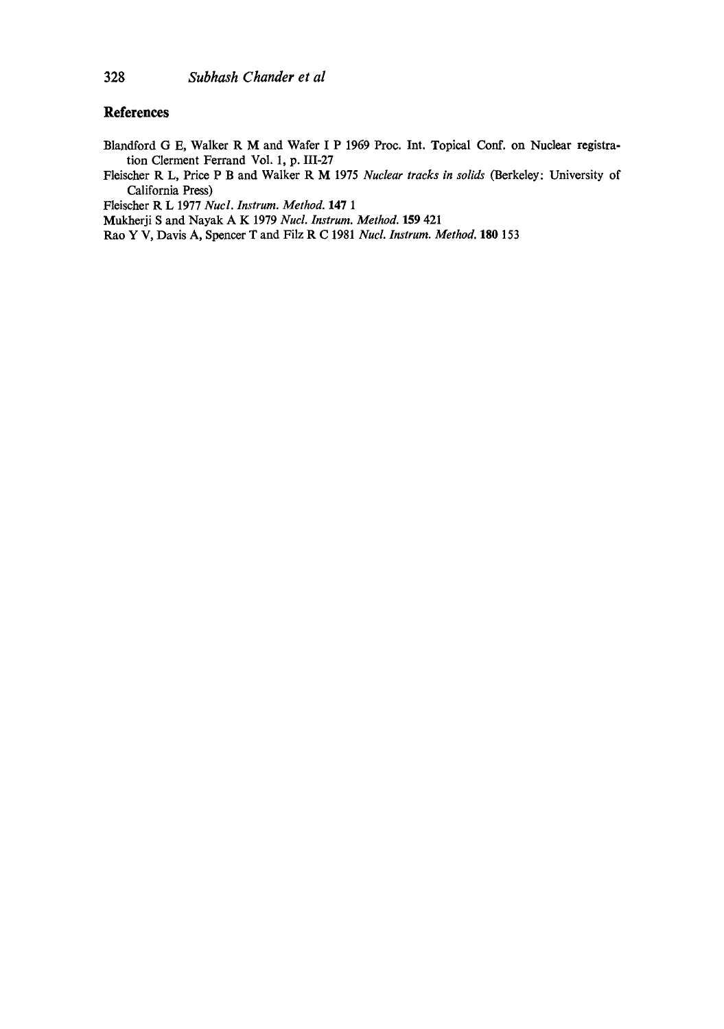## References

Blandford G E, Walker R M and Wafer I P 1969 Proc. Int. Topical Conf. on Nuclear registration Clerment Ferrand Vol. 1, p. III-27

Fleischer R L, Price P B and Walker R M 1975 *Nuclear tracks in solids* (Berkeley: University of California Press)

Fleischer R L 1977 *Nucl. Instrum. Method.* **147** 1

Mukherji S and Nayak A K 1979 *Nucl. Instrum. Method.* **159** 421

Rao Y V, Davis A, Spencer T and Filz R C 1981 *Nucl. Instrum. Method.* **180** 153